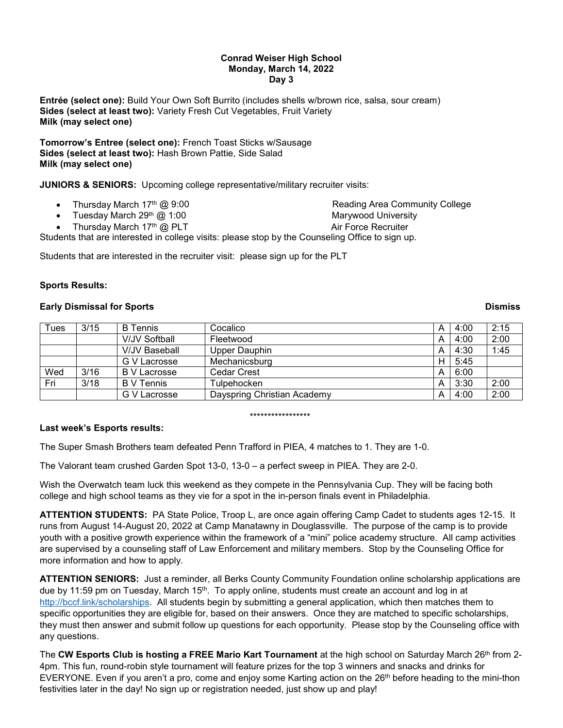**Conrad Weiser High School**
**Monday, March 14, 2022**
**Day 3**

**Entrée (select one):** Build Your Own Soft Burrito (includes shells w/brown rice, salsa, sour cream)
**Sides (select at least two):** Variety Fresh Cut Vegetables, Fruit Variety
**Milk (may select one)**

**Tomorrow's Entree (select one):** French Toast Sticks w/Sausage
**Sides (select at least two):** Hash Brown Pattie, Side Salad
**Milk (may select one)**

**JUNIORS & SENIORS:** Upcoming college representative/military recruiter visits:

- Thursday March 17th @ 9:00 — Reading Area Community College
- Tuesday March 29th @ 1:00 — Marywood University
- Thursday March 17th @ PLT — Air Force Recruiter

Students that are interested in college visits: please stop by the Counseling Office to sign up.

Students that are interested in the recruiter visit: please sign up for the PLT

**Sports Results:**

**Early Dismissal for Sports** **Dismiss**

| | | | | | | |
|---|---|---|---|---|---|---|
| Tues | 3/15 | B Tennis | Cocalico | A | 4:00 | 2:15 |
| | | V/JV Softball | Fleetwood | A | 4:00 | 2:00 |
| | | V/JV Baseball | Upper Dauphin | A | 4:30 | 1:45 |
| | | G V Lacrosse | Mechanicsburg | H | 5:45 | |
| Wed | 3/16 | B V Lacrosse | Cedar Crest | A | 6:00 | |
| Fri | 3/18 | B V Tennis | Tulpehocken | A | 3:30 | 2:00 |
| | | G V Lacrosse | Dayspring Christian Academy | A | 4:00 | 2:00 |

*****************

**Last week's Esports results:**

The Super Smash Brothers team defeated Penn Trafford in PIEA, 4 matches to 1. They are 1-0.

The Valorant team crushed Garden Spot 13-0, 13-0 – a perfect sweep in PIEA. They are 2-0.

Wish the Overwatch team luck this weekend as they compete in the Pennsylvania Cup. They will be facing both college and high school teams as they vie for a spot in the in-person finals event in Philadelphia.

**ATTENTION STUDENTS:** PA State Police, Troop L, are once again offering Camp Cadet to students ages 12-15. It runs from August 14-August 20, 2022 at Camp Manatawny in Douglassville. The purpose of the camp is to provide youth with a positive growth experience within the framework of a "mini" police academy structure. All camp activities are supervised by a counseling staff of Law Enforcement and military members. Stop by the Counseling Office for more information and how to apply.

**ATTENTION SENIORS:** Just a reminder, all Berks County Community Foundation online scholarship applications are due by 11:59 pm on Tuesday, March 15th. To apply online, students must create an account and log in at http://bccf.link/scholarships. All students begin by submitting a general application, which then matches them to specific opportunities they are eligible for, based on their answers. Once they are matched to specific scholarships, they must then answer and submit follow up questions for each opportunity. Please stop by the Counseling office with any questions.

The **CW Esports Club is hosting a FREE Mario Kart Tournament** at the high school on Saturday March 26th from 2-4pm. This fun, round-robin style tournament will feature prizes for the top 3 winners and snacks and drinks for EVERYONE. Even if you aren't a pro, come and enjoy some Karting action on the 26th before heading to the mini-thon festivities later in the day! No sign up or registration needed, just show up and play!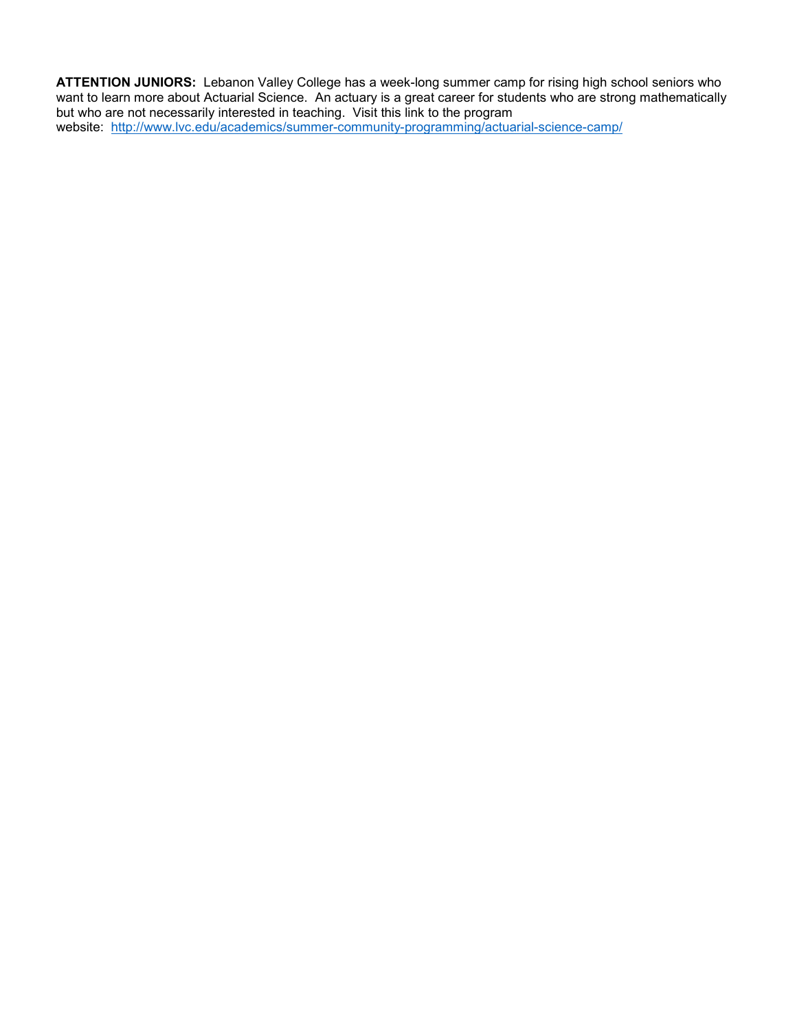**ATTENTION JUNIORS:** Lebanon Valley College has a week-long summer camp for rising high school seniors who want to learn more about Actuarial Science. An actuary is a great career for students who are strong mathematically but who are not necessarily interested in teaching. Visit this link to the program website: http://www.lvc.edu/academics/summer-community-programming/actuarial-science-camp/